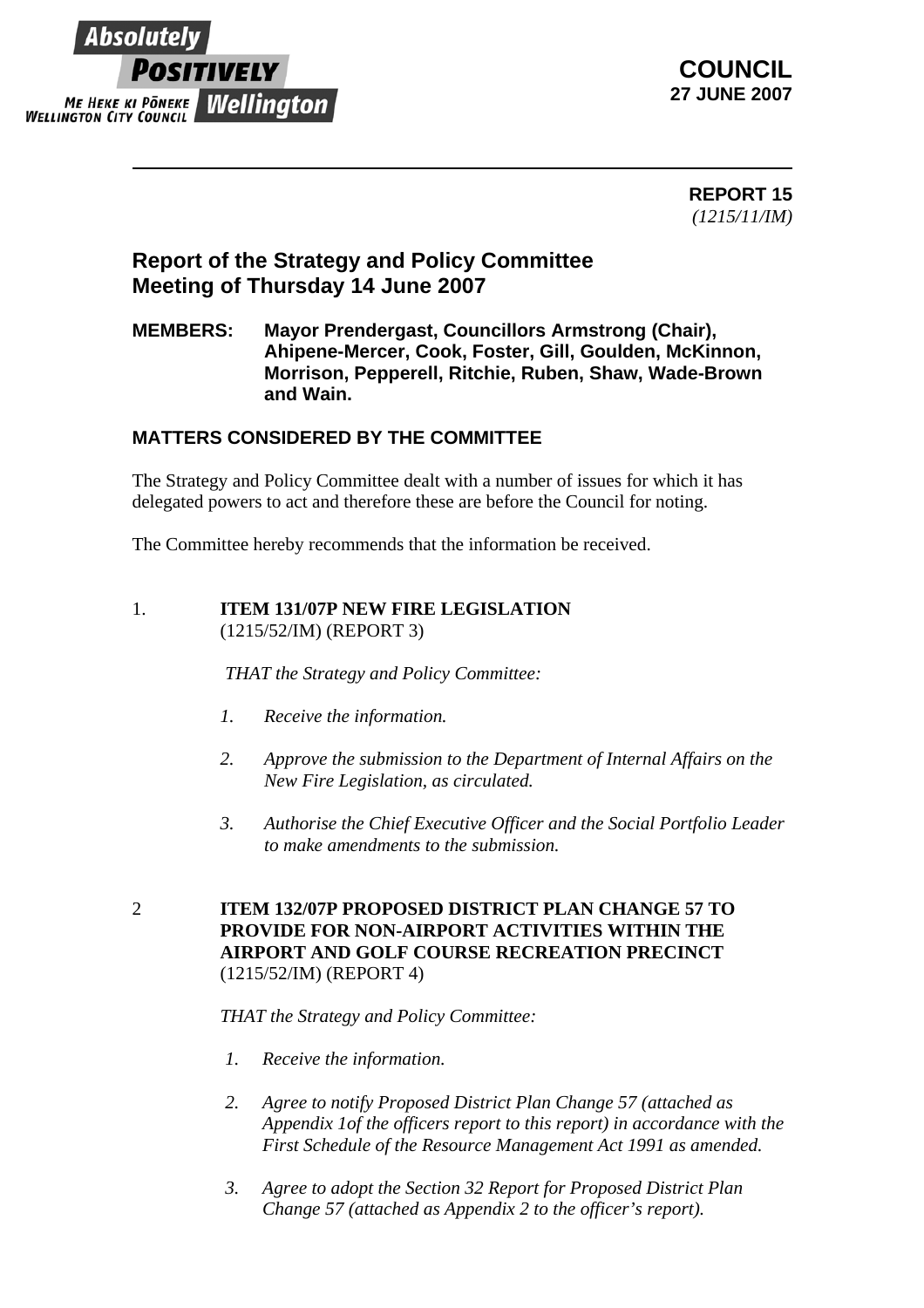Absolutely POSITIVELY Wellington

ME HEKE KI PŌNEKE WELLINGTON CITY COUNCIL

**COUNCIL**
**27 JUNE 2007**

---

**REPORT 15**
*(1215/11/IM)*

## Report of the Strategy and Policy Committee
## Meeting of Thursday 14 June 2007

**MEMBERS:** **Mayor Prendergast, Councillors Armstrong (Chair), Ahipene-Mercer, Cook, Foster, Gill, Goulden, McKinnon, Morrison, Pepperell, Ritchie, Ruben, Shaw, Wade-Brown and Wain.**

### MATTERS CONSIDERED BY THE COMMITTEE

The Strategy and Policy Committee dealt with a number of issues for which it has delegated powers to act and therefore these are before the Council for noting.

The Committee hereby recommends that the information be received.

1. **ITEM 131/07P NEW FIRE LEGISLATION**
(1215/52/IM) (REPORT 3)

*THAT the Strategy and Policy Committee:*

1. *Receive the information.*

2. *Approve the submission to the Department of Internal Affairs on the New Fire Legislation, as circulated.*

3. *Authorise the Chief Executive Officer and the Social Portfolio Leader to make amendments to the submission.*

2 **ITEM 132/07P PROPOSED DISTRICT PLAN CHANGE 57 TO PROVIDE FOR NON-AIRPORT ACTIVITIES WITHIN THE AIRPORT AND GOLF COURSE RECREATION PRECINCT**
(1215/52/IM) (REPORT 4)

*THAT the Strategy and Policy Committee:*

1. *Receive the information.*

2. *Agree to notify Proposed District Plan Change 57 (attached as Appendix 1of the officers report to this report) in accordance with the First Schedule of the Resource Management Act 1991 as amended.*

3. *Agree to adopt the Section 32 Report for Proposed District Plan Change 57 (attached as Appendix 2 to the officer's report).*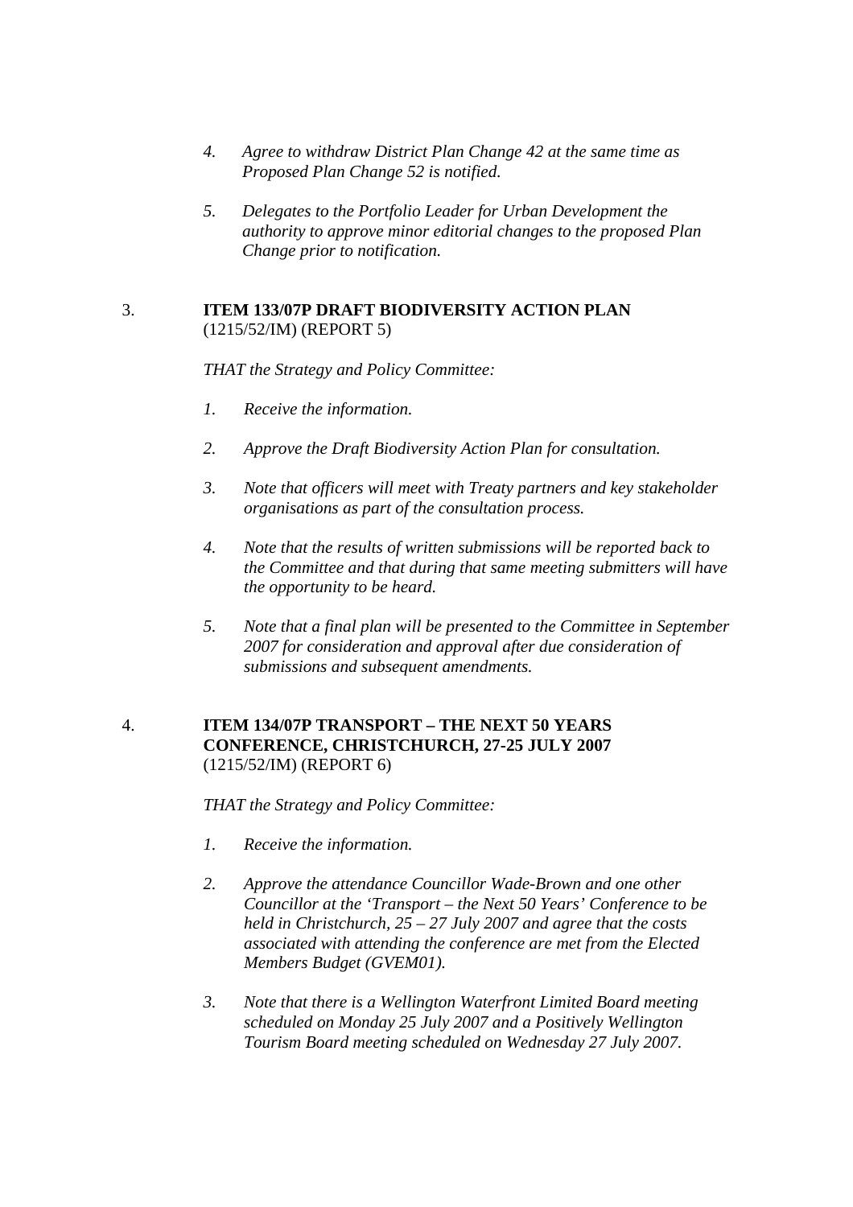4. *Agree to withdraw District Plan Change 42 at the same time as Proposed Plan Change 52 is notified.*

5. *Delegates to the Portfolio Leader for Urban Development the authority to approve minor editorial changes to the proposed Plan Change prior to notification.*

3. **ITEM 133/07P DRAFT BIODIVERSITY ACTION PLAN**
(1215/52/IM) (REPORT 5)

*THAT the Strategy and Policy Committee:*

1. *Receive the information.*

2. *Approve the Draft Biodiversity Action Plan for consultation.*

3. *Note that officers will meet with Treaty partners and key stakeholder organisations as part of the consultation process.*

4. *Note that the results of written submissions will be reported back to the Committee and that during that same meeting submitters will have the opportunity to be heard.*

5. *Note that a final plan will be presented to the Committee in September 2007 for consideration and approval after due consideration of submissions and subsequent amendments.*

4. **ITEM 134/07P TRANSPORT – THE NEXT 50 YEARS CONFERENCE, CHRISTCHURCH, 27-25 JULY 2007**
(1215/52/IM) (REPORT 6)

*THAT the Strategy and Policy Committee:*

1. *Receive the information.*

2. *Approve the attendance Councillor Wade-Brown and one other Councillor at the 'Transport – the Next 50 Years' Conference to be held in Christchurch, 25 – 27 July 2007 and agree that the costs associated with attending the conference are met from the Elected Members Budget (GVEM01).*

3. *Note that there is a Wellington Waterfront Limited Board meeting scheduled on Monday 25 July 2007 and a Positively Wellington Tourism Board meeting scheduled on Wednesday 27 July 2007.*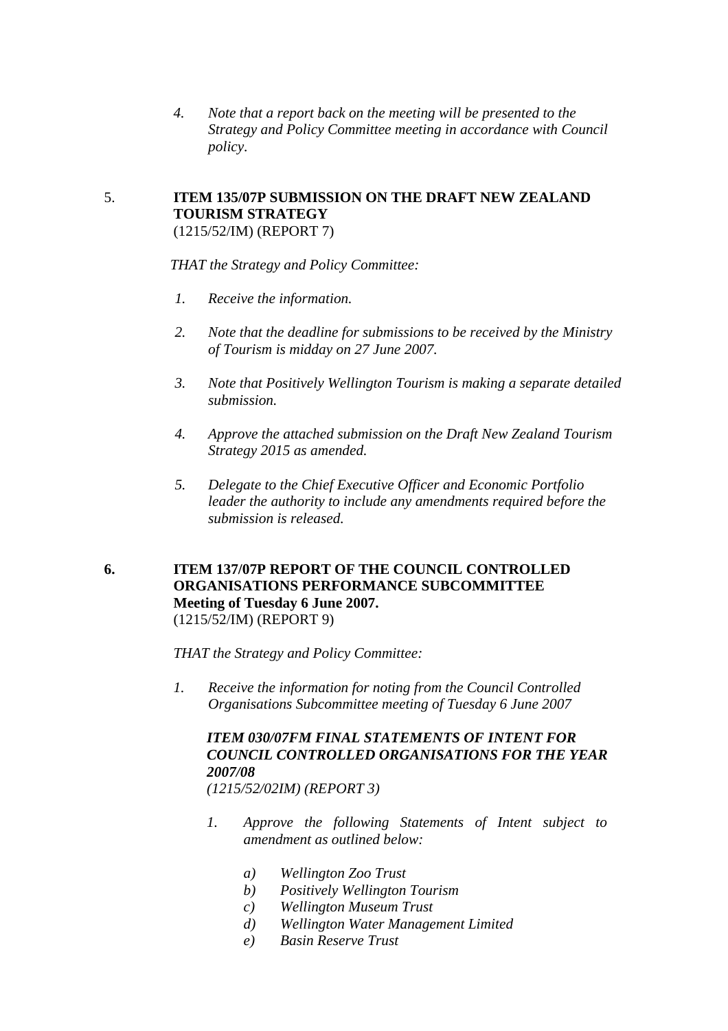4. *Note that a report back on the meeting will be presented to the Strategy and Policy Committee meeting in accordance with Council policy*.

5. **ITEM 135/07P SUBMISSION ON THE DRAFT NEW ZEALAND TOURISM STRATEGY**
(1215/52/IM) (REPORT 7)

*THAT the Strategy and Policy Committee:*

1. *Receive the information.*

2. *Note that the deadline for submissions to be received by the Ministry of Tourism is midday on 27 June 2007.*

3. *Note that Positively Wellington Tourism is making a separate detailed submission.*

4. *Approve the attached submission on the Draft New Zealand Tourism Strategy 2015 as amended.*

5. *Delegate to the Chief Executive Officer and Economic Portfolio leader the authority to include any amendments required before the submission is released.*

**6. ITEM 137/07P REPORT OF THE COUNCIL CONTROLLED ORGANISATIONS PERFORMANCE SUBCOMMITTEE**
**Meeting of Tuesday 6 June 2007.**
(1215/52/IM) (REPORT 9)

*THAT the Strategy and Policy Committee:*

1. *Receive the information for noting from the Council Controlled Organisations Subcommittee meeting of Tuesday 6 June 2007*

***ITEM 030/07FM FINAL STATEMENTS OF INTENT FOR COUNCIL CONTROLLED ORGANISATIONS FOR THE YEAR 2007/08***
*(1215/52/02IM) (REPORT 3)*

1. *Approve the following Statements of Intent subject to amendment as outlined below:*

   a) *Wellington Zoo Trust*
   b) *Positively Wellington Tourism*
   c) *Wellington Museum Trust*
   d) *Wellington Water Management Limited*
   e) *Basin Reserve Trust*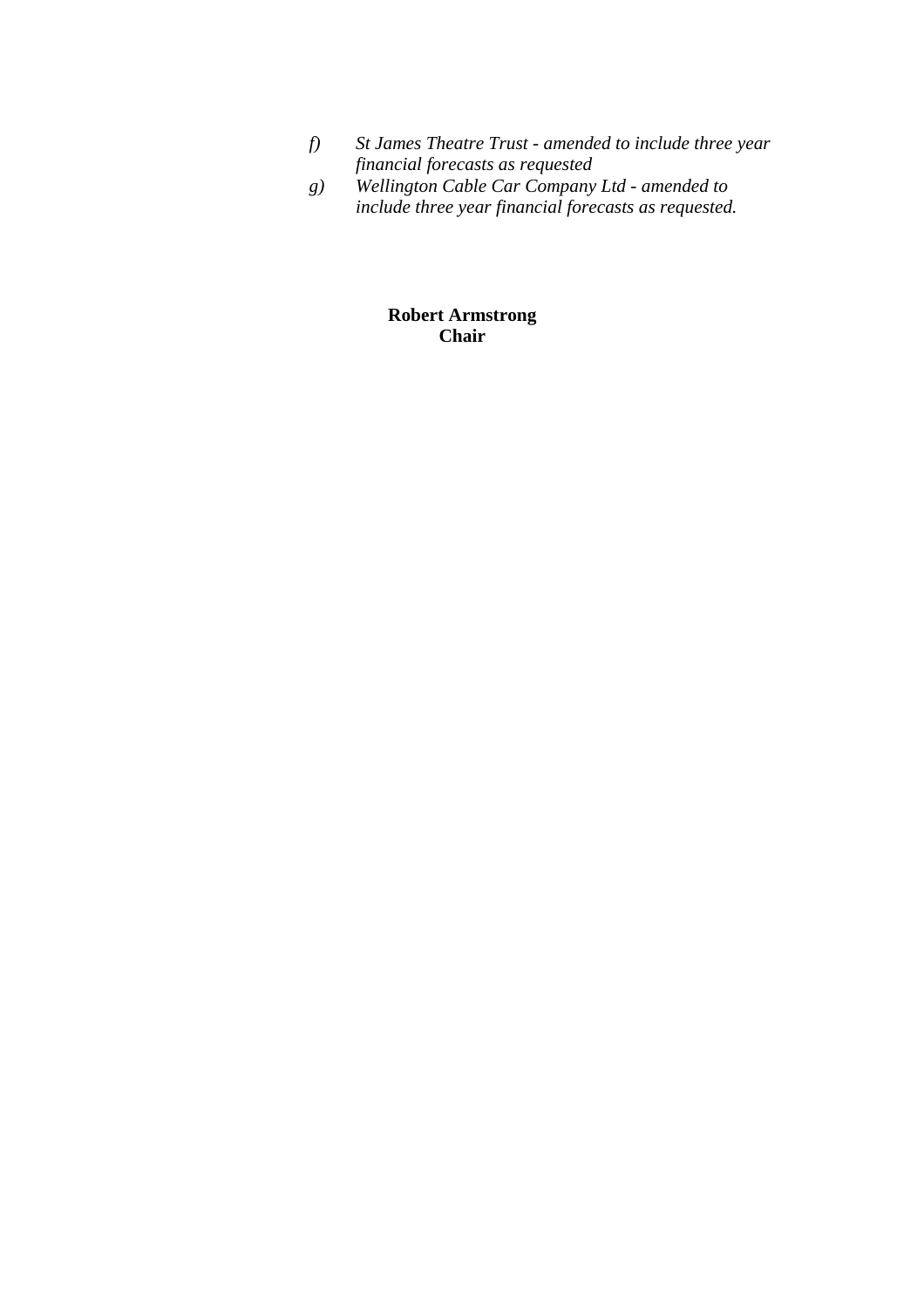f) *St James Theatre Trust - amended to include three year financial forecasts as requested*

g) *Wellington Cable Car Company Ltd - amended to include three year financial forecasts as requested.*

**Robert Armstrong**
**Chair**